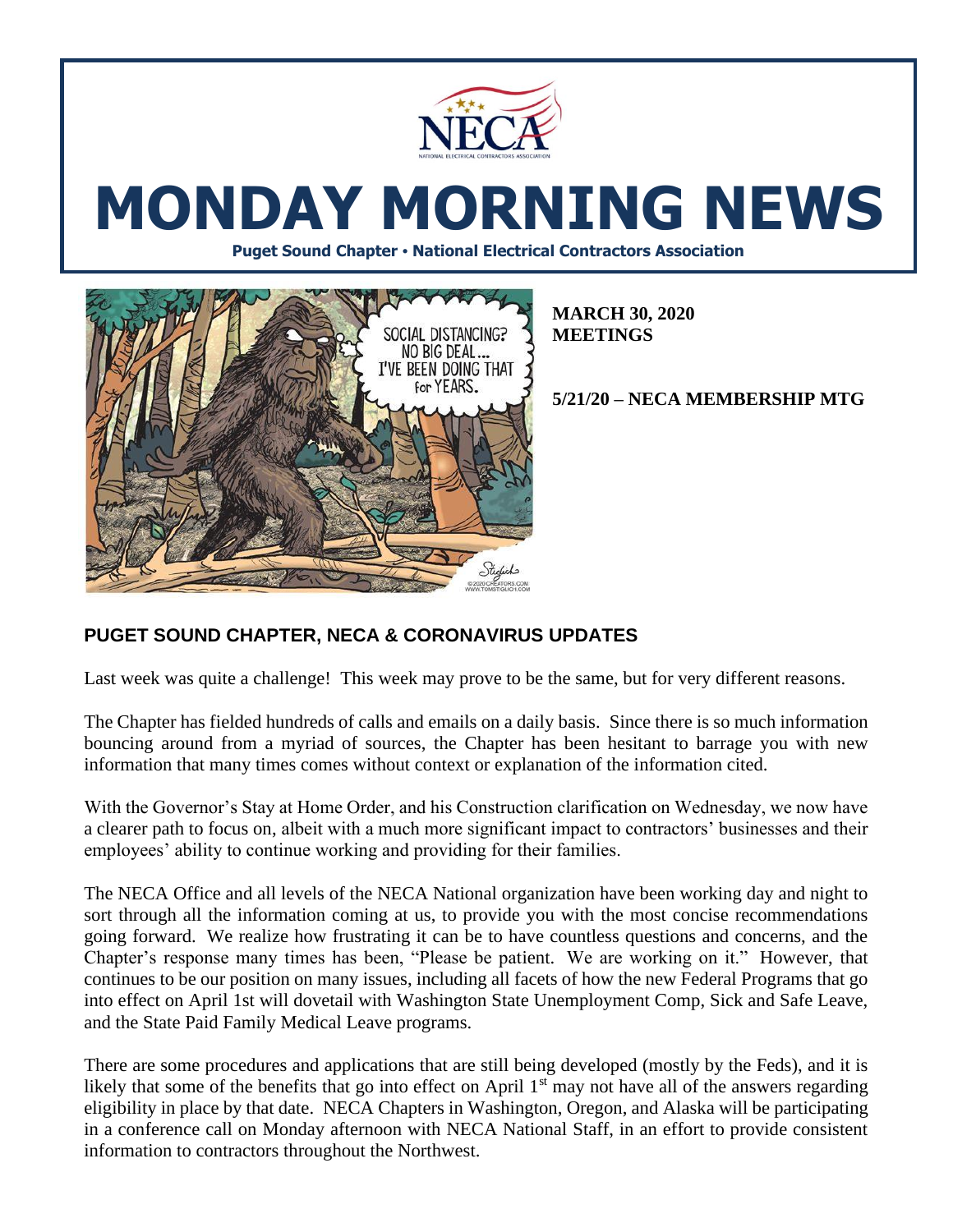# MONDAY MORNING NEWS

**Puget Sound Chapter • National Electrical Contractors Association**

**MARCH 30, 2020**
**MEETINGS**

**5/21/20 – NECA MEMBERSHIP MTG**

## PUGET SOUND CHAPTER, NECA & CORONAVIRUS UPDATES

Last week was quite a challenge! This week may prove to be the same, but for very different reasons.

The Chapter has fielded hundreds of calls and emails on a daily basis. Since there is so much information bouncing around from a myriad of sources, the Chapter has been hesitant to barrage you with new information that many times comes without context or explanation of the information cited.

With the Governor's Stay at Home Order, and his Construction clarification on Wednesday, we now have a clearer path to focus on, albeit with a much more significant impact to contractors' businesses and their employees' ability to continue working and providing for their families.

The NECA Office and all levels of the NECA National organization have been working day and night to sort through all the information coming at us, to provide you with the most concise recommendations going forward. We realize how frustrating it can be to have countless questions and concerns, and the Chapter's response many times has been, "Please be patient. We are working on it." However, that continues to be our position on many issues, including all facets of how the new Federal Programs that go into effect on April 1st will dovetail with Washington State Unemployment Comp, Sick and Safe Leave, and the State Paid Family Medical Leave programs.

There are some procedures and applications that are still being developed (mostly by the Feds), and it is likely that some of the benefits that go into effect on April 1st may not have all of the answers regarding eligibility in place by that date. NECA Chapters in Washington, Oregon, and Alaska will be participating in a conference call on Monday afternoon with NECA National Staff, in an effort to provide consistent information to contractors throughout the Northwest.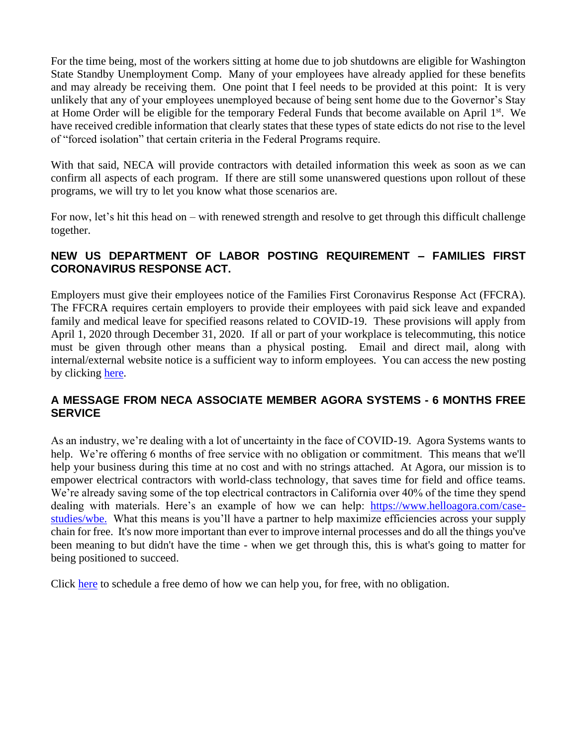For the time being, most of the workers sitting at home due to job shutdowns are eligible for Washington State Standby Unemployment Comp. Many of your employees have already applied for these benefits and may already be receiving them. One point that I feel needs to be provided at this point: It is very unlikely that any of your employees unemployed because of being sent home due to the Governor's Stay at Home Order will be eligible for the temporary Federal Funds that become available on April 1st. We have received credible information that clearly states that these types of state edicts do not rise to the level of "forced isolation" that certain criteria in the Federal Programs require.

With that said, NECA will provide contractors with detailed information this week as soon as we can confirm all aspects of each program. If there are still some unanswered questions upon rollout of these programs, we will try to let you know what those scenarios are.

For now, let's hit this head on – with renewed strength and resolve to get through this difficult challenge together.

## NEW US DEPARTMENT OF LABOR POSTING REQUIREMENT – FAMILIES FIRST CORONAVIRUS RESPONSE ACT.

Employers must give their employees notice of the Families First Coronavirus Response Act (FFCRA). The FFCRA requires certain employers to provide their employees with paid sick leave and expanded family and medical leave for specified reasons related to COVID-19. These provisions will apply from April 1, 2020 through December 31, 2020. If all or part of your workplace is telecommuting, this notice must be given through other means than a physical posting. Email and direct mail, along with internal/external website notice is a sufficient way to inform employees. You can access the new posting by clicking here.

## A MESSAGE FROM NECA ASSOCIATE MEMBER AGORA SYSTEMS - 6 MONTHS FREE SERVICE

As an industry, we're dealing with a lot of uncertainty in the face of COVID-19. Agora Systems wants to help. We're offering 6 months of free service with no obligation or commitment. This means that we'll help your business during this time at no cost and with no strings attached. At Agora, our mission is to empower electrical contractors with world-class technology, that saves time for field and office teams. We're already saving some of the top electrical contractors in California over 40% of the time they spend dealing with materials. Here's an example of how we can help: https://www.helloagora.com/case-studies/wbe. What this means is you'll have a partner to help maximize efficiencies across your supply chain for free. It's now more important than ever to improve internal processes and do all the things you've been meaning to but didn't have the time - when we get through this, this is what's going to matter for being positioned to succeed.

Click here to schedule a free demo of how we can help you, for free, with no obligation.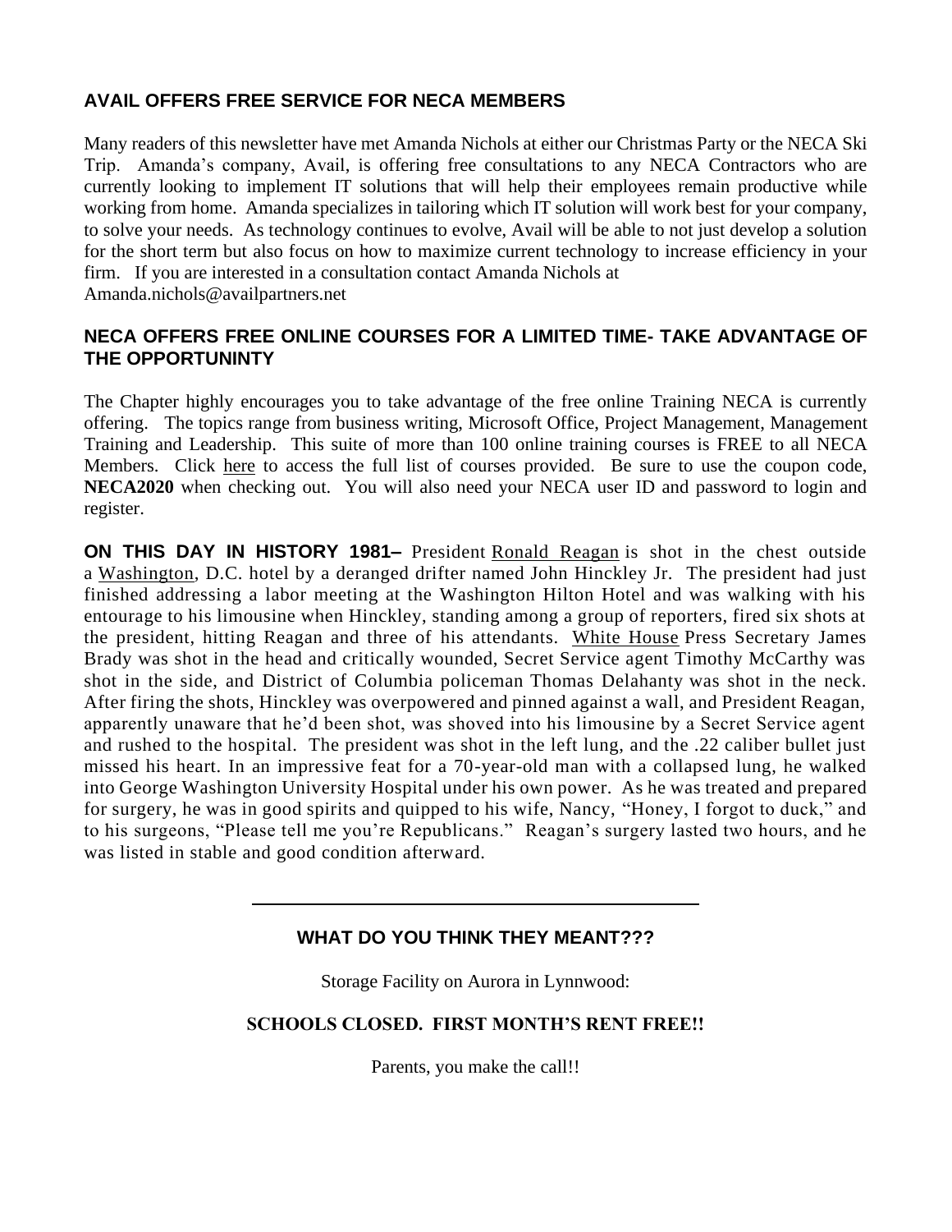## AVAIL OFFERS FREE SERVICE FOR NECA MEMBERS

Many readers of this newsletter have met Amanda Nichols at either our Christmas Party or the NECA Ski Trip. Amanda's company, Avail, is offering free consultations to any NECA Contractors who are currently looking to implement IT solutions that will help their employees remain productive while working from home. Amanda specializes in tailoring which IT solution will work best for your company, to solve your needs. As technology continues to evolve, Avail will be able to not just develop a solution for the short term but also focus on how to maximize current technology to increase efficiency in your firm. If you are interested in a consultation contact Amanda Nichols at Amanda.nichols@availpartners.net

## NECA OFFERS FREE ONLINE COURSES FOR A LIMITED TIME- TAKE ADVANTAGE OF THE OPPORTUNINTY

The Chapter highly encourages you to take advantage of the free online Training NECA is currently offering. The topics range from business writing, Microsoft Office, Project Management, Management Training and Leadership. This suite of more than 100 online training courses is FREE to all NECA Members. Click here to access the full list of courses provided. Be sure to use the coupon code, **NECA2020** when checking out. You will also need your NECA user ID and password to login and register.

**ON THIS DAY IN HISTORY 1981–** President Ronald Reagan is shot in the chest outside a Washington, D.C. hotel by a deranged drifter named John Hinckley Jr. The president had just finished addressing a labor meeting at the Washington Hilton Hotel and was walking with his entourage to his limousine when Hinckley, standing among a group of reporters, fired six shots at the president, hitting Reagan and three of his attendants. White House Press Secretary James Brady was shot in the head and critically wounded, Secret Service agent Timothy McCarthy was shot in the side, and District of Columbia policeman Thomas Delahanty was shot in the neck. After firing the shots, Hinckley was overpowered and pinned against a wall, and President Reagan, apparently unaware that he'd been shot, was shoved into his limousine by a Secret Service agent and rushed to the hospital. The president was shot in the left lung, and the .22 caliber bullet just missed his heart. In an impressive feat for a 70-year-old man with a collapsed lung, he walked into George Washington University Hospital under his own power. As he was treated and prepared for surgery, he was in good spirits and quipped to his wife, Nancy, "Honey, I forgot to duck," and to his surgeons, "Please tell me you're Republicans." Reagan's surgery lasted two hours, and he was listed in stable and good condition afterward.

---

### WHAT DO YOU THINK THEY MEANT???

Storage Facility on Aurora in Lynnwood:

**SCHOOLS CLOSED. FIRST MONTH'S RENT FREE!!**

Parents, you make the call!!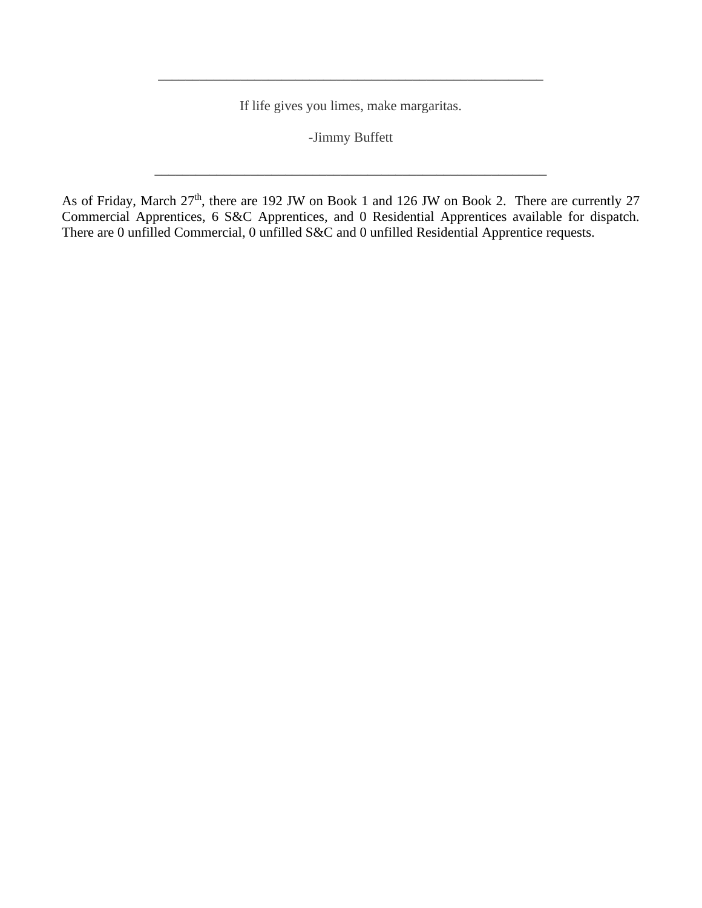---

If life gives you limes, make margaritas.

-Jimmy Buffett

---

As of Friday, March 27th, there are 192 JW on Book 1 and 126 JW on Book 2. There are currently 27 Commercial Apprentices, 6 S&C Apprentices, and 0 Residential Apprentices available for dispatch. There are 0 unfilled Commercial, 0 unfilled S&C and 0 unfilled Residential Apprentice requests.